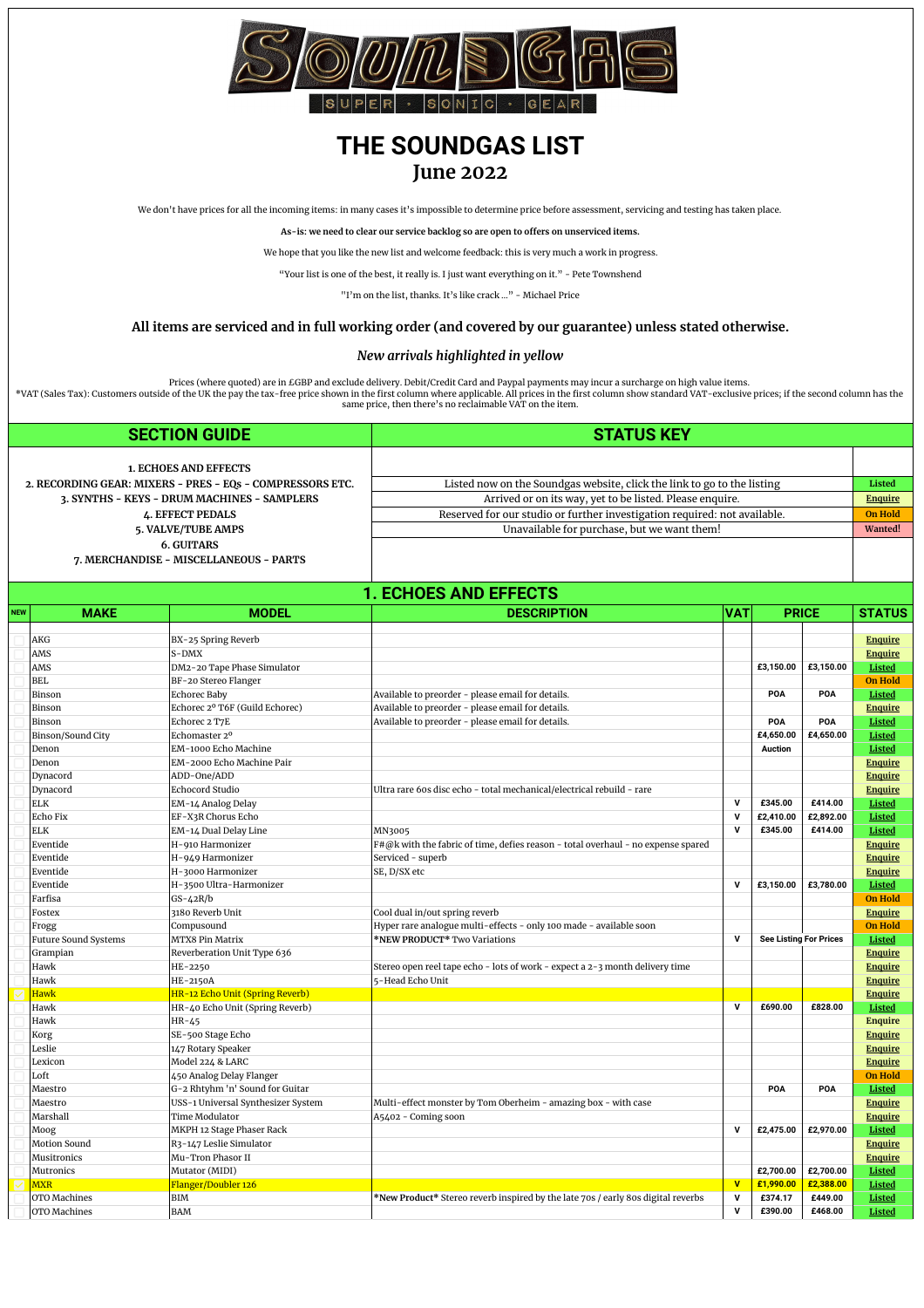# THE SOUNDGAS LIST
## June 2022

We don't have prices for all the incoming items: in many cases it's impossible to determine price before assessment, servicing and testing has taken place.

**As-is: we need to clear our service backlog so are open to offers on unserviced items.**

We hope that you like the new list and welcome feedback: this is very much a work in progress.

"Your list is one of the best, it really is. I just want everything on it." - Pete Townshend

"I'm on the list, thanks. It's like crack ..." - Michael Price

### All items are serviced and in full working order (and covered by our guarantee) unless stated otherwise.

*New arrivals highlighted in yellow*

Prices (where quoted) are in £GBP and exclude delivery. Debit/Credit Card and Paypal payments may incur a surcharge on high value items.
*VAT (Sales Tax): Customers outside of the UK the pay the tax-free price shown in the first column where applicable. All prices in the first column show standard VAT-exclusive prices; if the second column has the same price, then there's no reclaimable VAT on the item.

| SECTION GUIDE | STATUS KEY | |
|---|---|---|
| 1. ECHOES AND EFFECTS | Listed now on the Soundgas website, click the link to go to the listing | Listed |
| 2. RECORDING GEAR: MIXERS - PRES - EQs - COMPRESSORS ETC. | Arrived or on its way, yet to be listed. Please enquire. | Enquire |
| 3. SYNTHS - KEYS - DRUM MACHINES - SAMPLERS | Reserved for our studio or further investigation required: not available. | On Hold |
| 4. EFFECT PEDALS | Unavailable for purchase, but we want them! | Wanted! |
| 5. VALVE/TUBE AMPS | | |
| 6. GUITARS | | |
| 7. MERCHANDISE - MISCELLANEOUS - PARTS | | |

## 1. ECHOES AND EFFECTS

| NEW | MAKE | MODEL | DESCRIPTION | VAT | PRICE | | STATUS |
|---|---|---|---|---|---|---|---|
| | AKG | BX-25 Spring Reverb | | | | | Enquire |
| | AMS | S-DMX | | | | | Enquire |
| | AMS | DM2-20 Tape Phase Simulator | | | £3,150.00 | £3,150.00 | Listed |
| | BEL | BF-20 Stereo Flanger | | | | | On Hold |
| | Binson | Echorec Baby | Available to preorder - please email for details. | | POA | POA | Listed |
| | Binson | Echorec 2º T6F (Guild Echorec) | Available to preorder - please email for details. | | | | Enquire |
| | Binson | Echorec 2 T7E | Available to preorder - please email for details. | | POA | POA | Listed |
| | Binson/Sound City | Echomaster 2º | | | £4,650.00 | £4,650.00 | Listed |
| | Denon | EM-1000 Echo Machine | | | Auction | | Listed |
| | Denon | EM-2000 Echo Machine Pair | | | | | Enquire |
| | Dynacord | ADD-One/ADD | | | | | Enquire |
| | Dynacord | Echocord Studio | Ultra rare 60s disc echo - total mechanical/electrical rebuild - rare | | | | Enquire |
| | ELK | EM-14 Analog Delay | | V | £345.00 | £414.00 | Listed |
| | Echo Fix | EF-X3R Chorus Echo | | V | £2,410.00 | £2,892.00 | Listed |
| | ELK | EM-14 Dual Delay Line | MN3005 | V | £345.00 | £414.00 | Listed |
| | Eventide | H-910 Harmonizer | F#@k with the fabric of time, defies reason - total overhaul - no expense spared | | | | Enquire |
| | Eventide | H-949 Harmonizer | Serviced - superb | | | | Enquire |
| | Eventide | H-3000 Harmonizer | SE, D/SX etc | | | | Enquire |
| | Eventide | H-3500 Ultra-Harmonizer | | V | £3,150.00 | £3,780.00 | Listed |
| | Farfisa | GS-42R/b | | | | | On Hold |
| | Fostex | 3180 Reverb Unit | Cool dual in/out spring reverb | | | | Enquire |
| | Frogg | Compusound | Hyper rare analogue multi-effects - only 100 made - available soon | | | | On Hold |
| | Future Sound Systems | MTX8 Pin Matrix | **\*NEW PRODUCT\*** Two Variations | V | See Listing For Prices | | Listed |
| | Grampian | Reverberation Unit Type 636 | | | | | Enquire |
| | Hawk | HE-2250 | Stereo open reel tape echo - lots of work - expect a 2-3 month delivery time | | | | Enquire |
| | Hawk | HE-2150A | 5-Head Echo Unit | | | | Enquire |
| ✓ | Hawk | HR-12 Echo Unit (Spring Reverb) | | | | | Enquire |
| | Hawk | HR-40 Echo Unit (Spring Reverb) | | V | £690.00 | £828.00 | Listed |
| | Hawk | HR-45 | | | | | Enquire |
| | Korg | SE-500 Stage Echo | | | | | Enquire |
| | Leslie | 147 Rotary Speaker | | | | | Enquire |
| | Lexicon | Model 224 & LARC | | | | | Enquire |
| | Loft | 450 Analog Delay Flanger | | | | | On Hold |
| | Maestro | G-2 Rhtyhm 'n' Sound for Guitar | | | POA | POA | Listed |
| | Maestro | USS-1 Universal Synthesizer System | Multi-effect monster by Tom Oberheim - amazing box - with case | | | | Enquire |
| | Marshall | Time Modulator | A5402 - Coming soon | | | | Enquire |
| | Moog | MKPH 12 Stage Phaser Rack | | V | £2,475.00 | £2,970.00 | Listed |
| | Motion Sound | R3-147 Leslie Simulator | | | | | Enquire |
| | Musitronics | Mu-Tron Phasor II | | | | | Enquire |
| | Mutronics | Mutator (MIDI) | | | £2,700.00 | £2,700.00 | Listed |
| ✓ | MXR | Flanger/Doubler 126 | | V | £1,990.00 | £2,388.00 | Listed |
| | OTO Machines | BIM | **\*New Product\*** Stereo reverb inspired by the late 70s / early 80s digital reverbs | V | £374.17 | £449.00 | Listed |
| | OTO Machines | BAM | | V | £390.00 | £468.00 | Listed |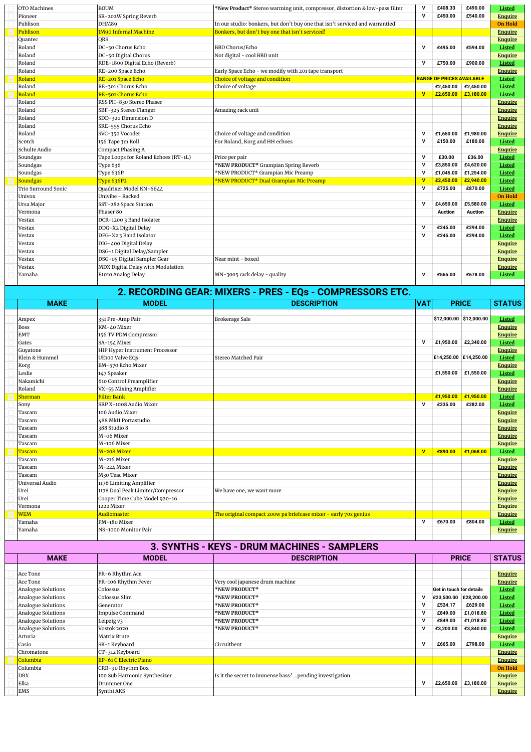| | MAKE | MODEL | DESCRIPTION | VAT | PRICE | | STATUS |
|---|---|---|---|---|---|---|---|
| | OTO Machines | BOUM | *New Product* Stereo warming unit, compressor, distortion & low-pass filter | V | £408.33 | £490.00 | Listed |
| | Pioneer | SR-202W Spring Reverb | | V | £450.00 | £540.00 | Enquire |
| | Publison | DHM89 | In our studio: bonkers, but don't buy one that isn't serviced and warrantied! | | | | On Hold |
| | Publison | IM90 Infernal Machine | Bonkers, but don't buy one that isn't serviced! | | | | Enquire |
| | Quantec | QRS | | | | | Enquire |
| | Roland | DC-30 Chorus Echo | BBD Chorus/Echo | V | £495.00 | £594.00 | Listed |
| | Roland | DC-50 Digital Chorus | Not digital - cool BBD unit | | | | Enquire |
| | Roland | RDE-1800 Digital Echo (Reverb) | | V | £750.00 | £900.00 | Listed |
| | Roland | RE-200 Space Echo | Early Space Echo - we modify with 201 tape transport | | | | Enquire |
| | Roland | RE-201 Space Echo | Choice of voltage and condition | RANGE OF PRICES AVAILABLE | | | Listed |
| | Roland | RE-301 Chorus Echo | Choice of voltage | | £2,450.00 | £2,450.00 | Listed |
| | Roland | RE-501 Chorus Echo | | V | £2,650.00 | £3,180.00 | Listed |
| | Roland | RSS PH-830 Stereo Phaser | | | | | Enquire |
| | Roland | SBF-325 Stereo Flanger | Amazing rack unit | | | | Enquire |
| | Roland | SDD-320 Dimension D | | | | | Enquire |
| | Roland | SRE-555 Chorus Echo | | | | | Enquire |
| | Roland | SVC-350 Vocoder | Choice of voltage and condition | V | £1,650.00 | £1,980.00 | Enquire |
| | Scotch | 156 Tape 3m Roll | For Roland, Korg and HH echoes | V | £150.00 | £180.00 | Listed |
| | Schulte Audio | Compact Phasing A | | | | | Enquire |
| | Soundgas | Tape Loops for Roland Echoes (RT-1L) | Price per pair | V | £30.00 | £36.00 | Listed |
| | Soundgas | Type 636 | *NEW PRODUCT* Grampian Spring Reverb | V | £3,850.00 | £4,620.00 | Listed |
| | Soundgas | Type 636P | *NEW PRODUCT* Grampian Mic Preamp | V | £1,045.00 | £1,254.00 | Listed |
| | Soundgas | Type 636P2 | *NEW PRODUCT* Dual Grampian Mic Preamp | V | £2,450.00 | £2,940.00 | Listed |
| | Trio Surround Sonic | Quadrixer Model KN-6644 | | V | £725.00 | £870.00 | Listed |
| | Univox | Univibe - Racked | | | | | On Hold |
| | Ursa Major | SST-282 Space Station | | V | £4,650.00 | £5,580.00 | Listed |
| | Vermona | Phaser 80 | | | Auction | Auction | Enquire |
| | Vestax | DCR-1200 3 Band Isolater | | | | | Enquire |
| | Vestax | DDG-X2 Digital Delay | | V | £245.00 | £294.00 | Listed |
| | Vestax | DFG-X2 3 Band Isolator | | V | £245.00 | £294.00 | Listed |
| | Vestax | DIG-400 Digital Delay | | | | | Enquire |
| | Vestax | DSG-1 Digital Delay/Sampler | | | | | Enquire |
| | Vestax | DSG-05 Digital Sampler Gear | Near mint - boxed | | | | Enquire |
| | Vestax | MDX Digital Delay with Modulation | | | | | Enquire |
| | Yamaha | E1010 Analog Delay | MN-3005 rack delay - quality | V | £565.00 | £678.00 | Listed |

## 2. RECORDING GEAR: MIXERS - PRES - EQs - COMPRESSORS ETC.

| | MAKE | MODEL | DESCRIPTION | VAT | PRICE | | STATUS |
|---|---|---|---|---|---|---|---|
| | Ampex | 351 Pre-Amp Pair | Brokerage Sale | | $12,000.00 | $12,000.00 | Listed |
| | Boss | KM-40 Mixer | | | | | Enquire |
| | EMT | 156 TV PDM Compressor | | | | | Enquire |
| | Gates | SA-154 Mixer | | V | £1,950.00 | £2,340.00 | Listed |
| | Guyatone | HIP Hyper Instrument Processor | | | | | Enquire |
| | Klein & Hummel | UE100 Valve EQs | Stereo Matched Pair | | £14,250.00 | £14,250.00 | Listed |
| | Korg | EM-570 Echo Mixer | | | | | Enquire |
| | Leslie | 147 Speaker | | | £1,550.00 | £1,550.00 | Listed |
| | Nakamichi | 610 Control Preamplifier | | | | | Enquire |
| | Roland | VX-55 Mixing Amplifier | | | | | Enquire |
| | Sherman | Filter Bank | | | £1,950.00 | £1,950.00 | Listed |
| | Sony | SRP X-1008 Audio Mixer | | V | £235.00 | £282.00 | Listed |
| | Tascam | 106 Audio Mixer | | | | | Enquire |
| | Tascam | 488 MkII Portastudio | | | | | Enquire |
| | Tascam | 388 Studio 8 | | | | | Enquire |
| | Tascam | M-06 Mixer | | | | | Enquire |
| | Tascam | M-106 Mixer | | | | | Enquire |
| | Tascam | M-208 Mixer | | V | £890.00 | £1,068.00 | Listed |
| | Tascam | M-216 Mixer | | | | | Enquire |
| | Tascam | M-224 Mixer | | | | | Enquire |
| | Tascam | M30 Teac Mixer | | | | | Enquire |
| | Universal Audio | 1176 Limiting Amplifier | | | | | Enquire |
| | Urei | 1178 Dual Peak Limiter/Compressor | We have one, we want more | | | | Enquire |
| | Urei | Cooper Time Cube Model 920-16 | | | | | Enquire |
| | Vermona | 1222 Mixer | | | | | Enquire |
| | WEM | Audiomaster | The original compact 200w pa briefcase mixer - early 70s genius | | | | Enquire |
| | Yamaha | PM-180 Mixer | | V | £670.00 | £804.00 | Listed |
| | Yamaha | NS-1000 Monitor Pair | | | | | Enquire |

## 3. SYNTHS - KEYS - DRUM MACHINES - SAMPLERS

| | MAKE | MODEL | DESCRIPTION | | PRICE | | STATUS |
|---|---|---|---|---|---|---|---|
| | Ace Tone | FR-6 Rhythm Ace | | | | | Enquire |
| | Ace Tone | FR-106 Rhythm Fever | Very cool japanese drum machine | | | | Enquire |
| | Analogue Solutions | Colossus | *NEW PRODUCT* | | Get in touch for details | | Listed |
| | Analogue Solutions | Colossus Slim | *NEW PRODUCT* | V | £23,500.00 | £28,200.00 | Listed |
| | Analogue Solutions | Generator | *NEW PRODUCT* | V | £524.17 | £629.00 | Listed |
| | Analogue Solutions | Impulse Command | *NEW PRODUCT* | V | £849.00 | £1,018.80 | Listed |
| | Analogue Solutions | Leipzig v3 | *NEW PRODUCT* | V | £849.00 | £1,018.80 | Listed |
| | Analogue Solutions | Vostok 2020 | *NEW PRODUCT* | V | £3,200.00 | £3,840.00 | Listed |
| | Arturia | Matrix Brute | | | | | Enquire |
| | Casio | SK-1 Keyboard | Circuitbent | V | £665.00 | £798.00 | Listed |
| | Chromatone | CT-312 Keyboard | | | | | Enquire |
| | Columbia | EP-61 C Electric Piano | | | | | Enquire |
| | Columbia | CRB-90 Rhythm Box | | | | | On Hold |
| | DBX | 100 Sub Harmonic Synthesizer | Is it the secret to immense bass? ...pending investigation | | | | Enquire |
| | Elka | Drummer One | | V | £2,650.00 | £3,180.00 | Enquire |
| | EMS | Synthi AKS | | | | | Enquire |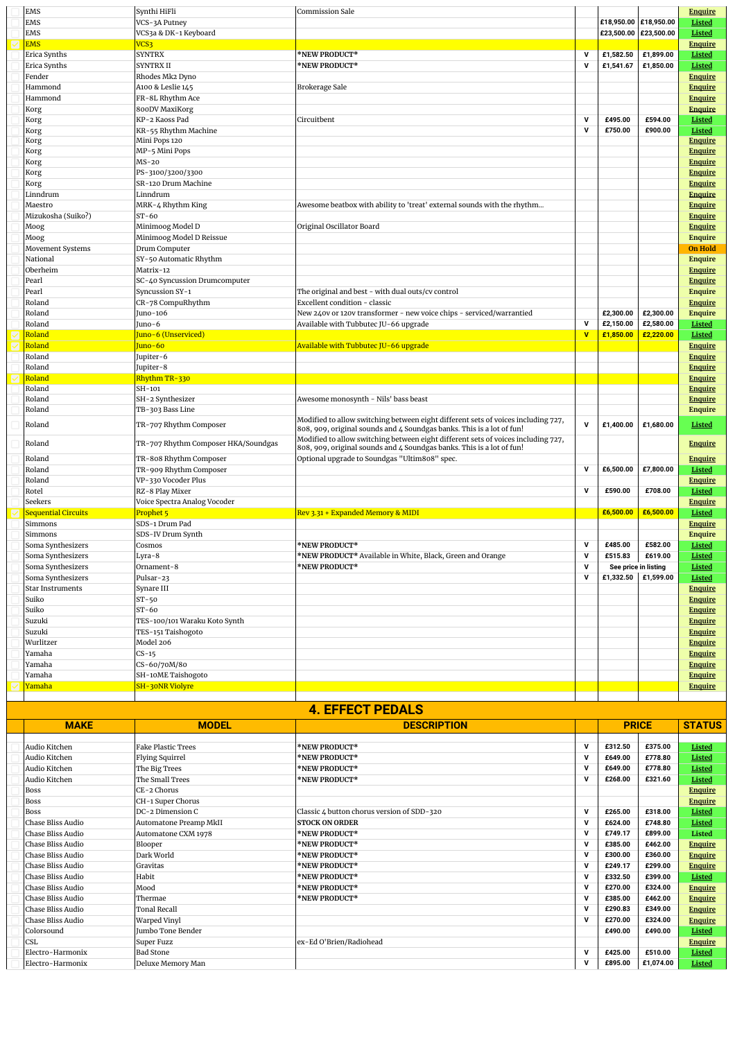| | MAKE | MODEL | DESCRIPTION | | PRICE | | STATUS |
|---|---|---|---|---|---|---|---|
| | EMS | Synthi HiFli | Commission Sale | | | | Enquire |
| | EMS | VCS-3A Putney | | | £18,950.00 | £18,950.00 | Listed |
| | EMS | VCS3a & DK-1 Keyboard | | | £23,500.00 | £23,500.00 | Listed |
| | EMS | VCS3 | | | | | Enquire |
| | Erica Synths | SYNTRX | *NEW PRODUCT* | V | £1,582.50 | £1,899.00 | Listed |
| | Erica Synths | SYNTRX II | *NEW PRODUCT* | V | £1,541.67 | £1,850.00 | Listed |
| | Fender | Rhodes Mk2 Dyno | | | | | Enquire |
| | Hammond | A100 & Leslie 145 | Brokerage Sale | | | | Enquire |
| | Hammond | FR-8L Rhythm Ace | | | | | Enquire |
| | Korg | 800DV MaxiKorg | | | | | Enquire |
| | Korg | KP-2 Kaoss Pad | Circuitbent | V | £495.00 | £594.00 | Listed |
| | Korg | KR-55 Rhythm Machine | | V | £750.00 | £900.00 | Listed |
| | Korg | Mini Pops 120 | | | | | Enquire |
| | Korg | MP-5 Mini Pops | | | | | Enquire |
| | Korg | MS-20 | | | | | Enquire |
| | Korg | PS-3100/3200/3300 | | | | | Enquire |
| | Korg | SR-120 Drum Machine | | | | | Enquire |
| | Linndrum | Linndrum | | | | | Enquire |
| | Maestro | MRK-4 Rhythm King | Awesome beatbox with ability to 'treat' external sounds with the rhythm... | | | | Enquire |
| | Mizukosha (Suiko?) | ST-60 | | | | | Enquire |
| | Moog | Minimoog Model D | Original Oscillator Board | | | | Enquire |
| | Moog | Minimoog Model D Reissue | | | | | Enquire |
| | Movement Systems | Drum Computer | | | | | On Hold |
| | National | SY-50 Automatic Rhythm | | | | | Enquire |
| | Oberheim | Matrix-12 | | | | | Enquire |
| | Pearl | SC-40 Syncussion Drumcomputer | | | | | Enquire |
| | Pearl | Syncussion SY-1 | The original and best - with dual outs/cv control | | | | Enquire |
| | Roland | CR-78 CompuRhythm | Excellent condition - classic | | | | Enquire |
| | Roland | Juno-106 | New 240v or 120v transformer - new voice chips - serviced/warrantied | | £2,300.00 | £2,300.00 | Enquire |
| | Roland | Juno-6 | Available with Tubbutec JU-66 upgrade | V | £2,150.00 | £2,580.00 | Listed |
| | Roland | Juno-6 (Unserviced) | | V | £1,850.00 | £2,220.00 | Listed |
| | Roland | Juno-60 | Available with Tubbutec JU-66 upgrade | | | | Enquire |
| | Roland | Jupiter-6 | | | | | Enquire |
| | Roland | Jupiter-8 | | | | | Enquire |
| | Roland | Rhythm TR-330 | | | | | Enquire |
| | Roland | SH-101 | | | | | Enquire |
| | Roland | SH-2 Synthesizer | Awesome monosynth - Nils' bass beast | | | | Enquire |
| | Roland | TB-303 Bass Line | | | | | Enquire |
| | Roland | TR-707 Rhythm Composer | Modified to allow switching between eight different sets of voices including 727, 808, 909, original sounds and 4 Soundgas banks. This is a lot of fun! | V | £1,400.00 | £1,680.00 | Listed |
| | Roland | TR-707 Rhythm Composer HKA/Soundgas | Modified to allow switching between eight different sets of voices including 727, 808, 909, original sounds and 4 Soundgas banks. This is a lot of fun! | | | | Enquire |
| | Roland | TR-808 Rhythm Composer | Optional upgrade to Soundgas "Ultim808" spec. | | | | Enquire |
| | Roland | TR-909 Rhythm Composer | | V | £6,500.00 | £7,800.00 | Listed |
| | Roland | VP-330 Vocoder Plus | | | | | Enquire |
| | Rotel | RZ-8 Play Mixer | | V | £590.00 | £708.00 | Listed |
| | Seekers | Voice Spectra Analog Vocoder | | | | | Enquire |
| | Sequential Circuits | Prophet 5 | Rev 3.31 + Expanded Memory & MIDI | | £6,500.00 | £6,500.00 | Listed |
| | Simmons | SDS-1 Drum Pad | | | | | Enquire |
| | Simmons | SDS-IV Drum Synth | | | | | Enquire |
| | Soma Synthesizers | Cosmos | *NEW PRODUCT* | V | £485.00 | £582.00 | Listed |
| | Soma Synthesizers | Lyra-8 | *NEW PRODUCT* Available in White, Black, Green and Orange | V | £515.83 | £619.00 | Listed |
| | Soma Synthesizers | Ornament-8 | *NEW PRODUCT* | V | See price in listing | | Listed |
| | Soma Synthesizers | Pulsar-23 | | V | £1,332.50 | £1,599.00 | Listed |
| | Star Instruments | Synare III | | | | | Enquire |
| | Suiko | ST-50 | | | | | Enquire |
| | Suiko | ST-60 | | | | | Enquire |
| | Suzuki | TES-100/101 Waraku Koto Synth | | | | | Enquire |
| | Suzuki | TES-151 Taishogoto | | | | | Enquire |
| | Wurlitzer | Model 206 | | | | | Enquire |
| | Yamaha | CS-15 | | | | | Enquire |
| | Yamaha | CS-60/70M/80 | | | | | Enquire |
| | Yamaha | SH-10ME Taishogoto | | | | | Enquire |
| | Yamaha | SH-30NR Violyre | | | | | Enquire |

## 4. EFFECT PEDALS

| | MAKE | MODEL | DESCRIPTION | | PRICE | | STATUS |
|---|---|---|---|---|---|---|---|
| | Audio Kitchen | Fake Plastic Trees | *NEW PRODUCT* | V | £312.50 | £375.00 | Listed |
| | Audio Kitchen | Flying Squirrel | *NEW PRODUCT* | V | £649.00 | £778.80 | Listed |
| | Audio Kitchen | The Big Trees | *NEW PRODUCT* | V | £649.00 | £778.80 | Listed |
| | Audio Kitchen | The Small Trees | *NEW PRODUCT* | V | £268.00 | £321.60 | Listed |
| | Boss | CE-2 Chorus | | | | | Enquire |
| | Boss | CH-1 Super Chorus | | | | | Enquire |
| | Boss | DC-2 Dimension C | Classic 4 button chorus version of SDD-320 | V | £265.00 | £318.00 | Listed |
| | Chase Bliss Audio | Automatone Preamp MkII | **STOCK ON ORDER** | V | £624.00 | £748.80 | Listed |
| | Chase Bliss Audio | Automatone CXM 1978 | *NEW PRODUCT* | V | £749.17 | £899.00 | Listed |
| | Chase Bliss Audio | Blooper | *NEW PRODUCT* | V | £385.00 | £462.00 | Enquire |
| | Chase Bliss Audio | Dark World | *NEW PRODUCT* | V | £300.00 | £360.00 | Enquire |
| | Chase Bliss Audio | Gravitas | *NEW PRODUCT* | V | £249.17 | £299.00 | Enquire |
| | Chase Bliss Audio | Habit | *NEW PRODUCT* | V | £332.50 | £399.00 | Listed |
| | Chase Bliss Audio | Mood | *NEW PRODUCT* | V | £270.00 | £324.00 | Enquire |
| | Chase Bliss Audio | Thermae | *NEW PRODUCT* | V | £385.00 | £462.00 | Enquire |
| | Chase Bliss Audio | Tonal Recall | | V | £290.83 | £349.00 | Enquire |
| | Chase Bliss Audio | Warped Vinyl | | V | £270.00 | £324.00 | Enquire |
| | Colorsound | Jumbo Tone Bender | | | £490.00 | £490.00 | Listed |
| | CSL | Super Fuzz | ex-Ed O'Brien/Radiohead | | | | Enquire |
| | Electro-Harmonix | Bad Stone | | V | £425.00 | £510.00 | Listed |
| | Electro-Harmonix | Deluxe Memory Man | | V | £895.00 | £1,074.00 | Listed |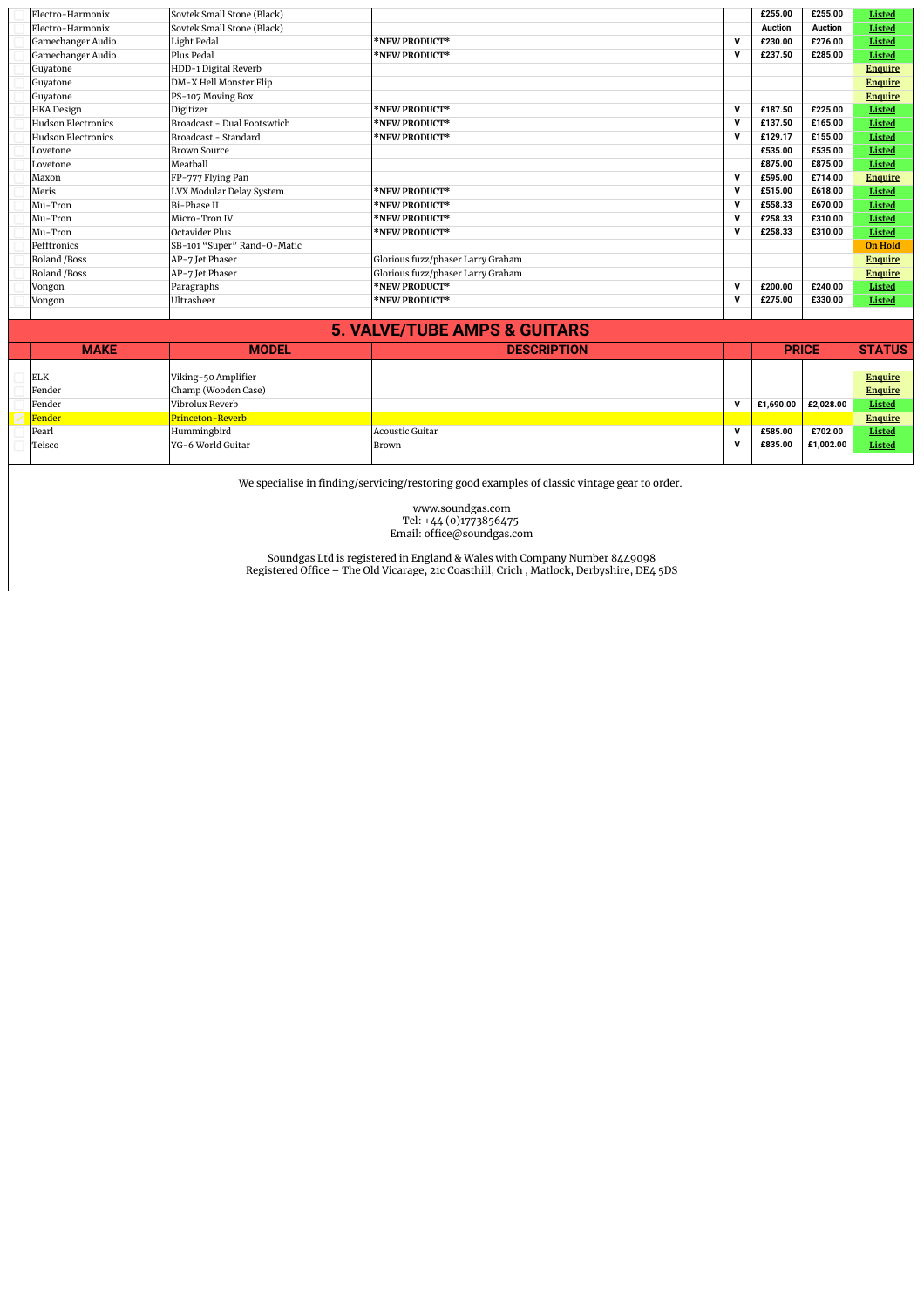| | | | | | | | |
|---|---|---|---|---|---|---|---|
| | Electro-Harmonix | Sovtek Small Stone (Black) | | | £255.00 | £255.00 | Listed |
| | Electro-Harmonix | Sovtek Small Stone (Black) | | | Auction | Auction | Listed |
| | Gamechanger Audio | Light Pedal | *NEW PRODUCT* | V | £230.00 | £276.00 | Listed |
| | Gamechanger Audio | Plus Pedal | *NEW PRODUCT* | V | £237.50 | £285.00 | Listed |
| | Guyatone | HDD-1 Digital Reverb | | | | | Enquire |
| | Guyatone | DM-X Hell Monster Flip | | | | | Enquire |
| | Guyatone | PS-107 Moving Box | | | | | Enquire |
| | HKA Design | Digitizer | *NEW PRODUCT* | V | £187.50 | £225.00 | Listed |
| | Hudson Electronics | Broadcast - Dual Footswtich | *NEW PRODUCT* | V | £137.50 | £165.00 | Listed |
| | Hudson Electronics | Broadcast - Standard | *NEW PRODUCT* | V | £129.17 | £155.00 | Listed |
| | Lovetone | Brown Source | | | £535.00 | £535.00 | Listed |
| | Lovetone | Meatball | | | £875.00 | £875.00 | Listed |
| | Maxon | FP-777 Flying Pan | | V | £595.00 | £714.00 | Enquire |
| | Meris | LVX Modular Delay System | *NEW PRODUCT* | V | £515.00 | £618.00 | Listed |
| | Mu-Tron | Bi-Phase II | *NEW PRODUCT* | V | £558.33 | £670.00 | Listed |
| | Mu-Tron | Micro-Tron IV | *NEW PRODUCT* | V | £258.33 | £310.00 | Listed |
| | Mu-Tron | Octavider Plus | *NEW PRODUCT* | V | £258.33 | £310.00 | Listed |
| | Pefftronics | SB-101 “Super” Rand-O-Matic | | | | | On Hold |
| | Roland /Boss | AP-7 Jet Phaser | Glorious fuzz/phaser Larry Graham | | | | Enquire |
| | Roland /Boss | AP-7 Jet Phaser | Glorious fuzz/phaser Larry Graham | | | | Enquire |
| | Vongon | Paragraphs | *NEW PRODUCT* | V | £200.00 | £240.00 | Listed |
| | Vongon | Ultrasheer | *NEW PRODUCT* | V | £275.00 | £330.00 | Listed |

## 5. VALVE/TUBE AMPS & GUITARS

| | MAKE | MODEL | DESCRIPTION | | PRICE | | STATUS |
|---|---|---|---|---|---|---|---|
| | ELK | Viking-50 Amplifier | | | | | Enquire |
| | Fender | Champ (Wooden Case) | | | | | Enquire |
| | Fender | Vibrolux Reverb | | V | £1,690.00 | £2,028.00 | Listed |
| ✓ | Fender | Princeton-Reverb | | | | | Enquire |
| | Pearl | Hummingbird | Acoustic Guitar | V | £585.00 | £702.00 | Listed |
| | Teisco | YG-6 World Guitar | Brown | V | £835.00 | £1,002.00 | Listed |

We specialise in finding/servicing/restoring good examples of classic vintage gear to order.

www.soundgas.com
Tel: +44 (0)1773856475
Email: office@soundgas.com

Soundgas Ltd is registered in England & Wales with Company Number 8449098
Registered Office – The Old Vicarage, 21c Coasthill, Crich , Matlock, Derbyshire, DE4 5DS